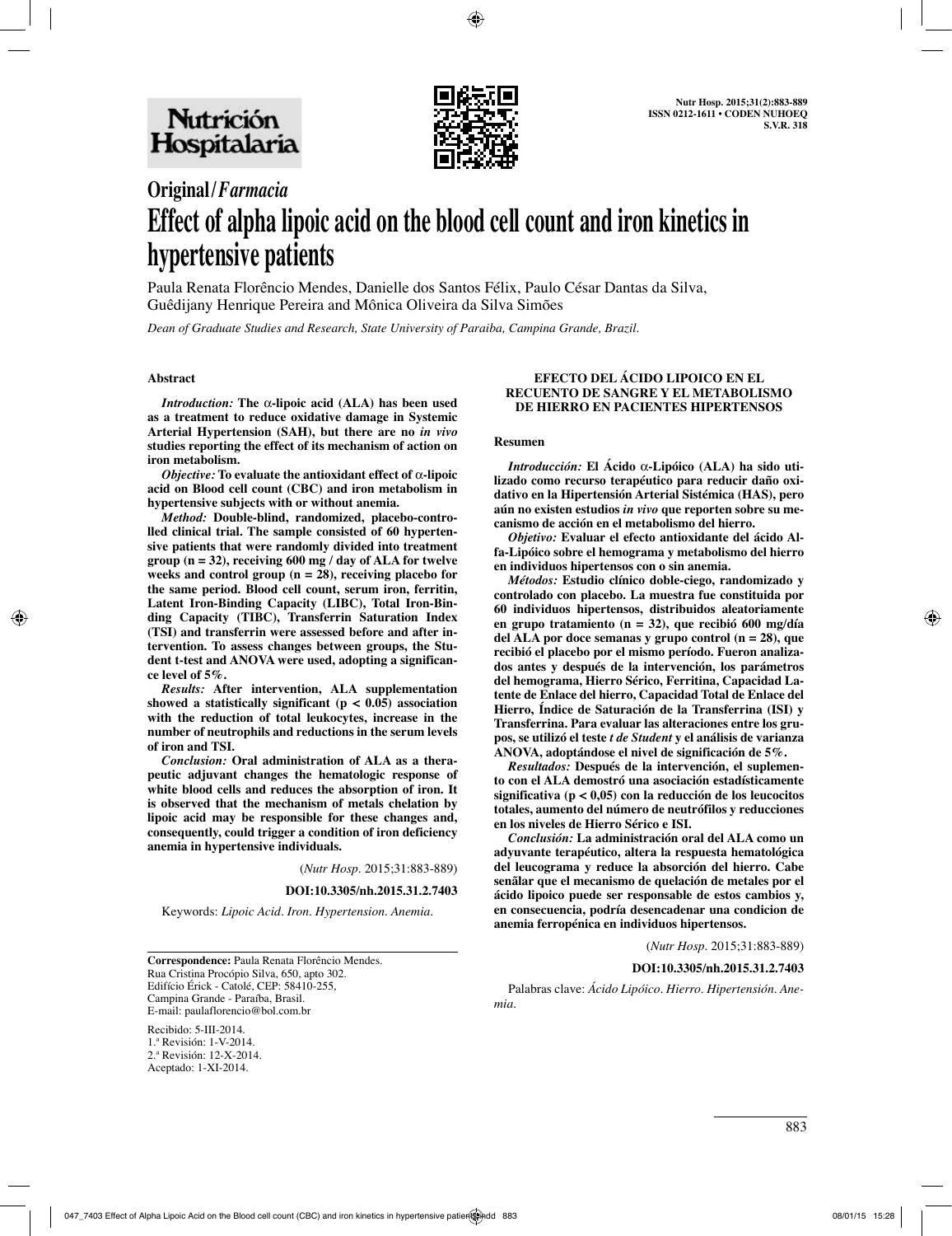Original/*Farmacia*

# Effect of alpha lipoic acid on the blood cell count and iron kinetics in hypertensive patients

Paula Renata Florêncio Mendes, Danielle dos Santos Félix, Paulo César Dantas da Silva, Guêdijany Henrique Pereira and Mônica Oliveira da Silva Simões

*Dean of Graduate Studies and Research, State University of Paraiba, Campina Grande, Brazil.*

## Abstract

***Introduction:*** **The α-lipoic acid (ALA) has been used as a treatment to reduce oxidative damage in Systemic Arterial Hypertension (SAH), but there are no *in vivo* studies reporting the effect of its mechanism of action on iron metabolism.**

***Objective:*** **To evaluate the antioxidant effect of α-lipoic acid on Blood cell count (CBC) and iron metabolism in hypertensive subjects with or without anemia.**

***Method:*** **Double-blind, randomized, placebo-controlled clinical trial. The sample consisted of 60 hypertensive patients that were randomly divided into treatment group (n = 32), receiving 600 mg / day of ALA for twelve weeks and control group (n = 28), receiving placebo for the same period. Blood cell count, serum iron, ferritin, Latent Iron-Binding Capacity (LIBC), Total Iron-Binding Capacity (TIBC), Transferrin Saturation Index (TSI) and transferrin were assessed before and after intervention. To assess changes between groups, the Student t-test and ANOVA were used, adopting a significance level of 5%.**

***Results:*** **After intervention, ALA supplementation showed a statistically significant ($p < 0.05$) association with the reduction of total leukocytes, increase in the number of neutrophils and reductions in the serum levels of iron and TSI.**

***Conclusion:*** **Oral administration of ALA as a therapeutic adjuvant changes the hematologic response of white blood cells and reduces the absorption of iron. It is observed that the mechanism of metals chelation by lipoic acid may be responsible for these changes and, consequently, could trigger a condition of iron deficiency anemia in hypertensive individuals.**

(*Nutr Hosp.* 2015;31:883-889)

**DOI:10.3305/nh.2015.31.2.7403**

Keywords: *Lipoic Acid. Iron. Hypertension. Anemia.*

**Correspondence:** Paula Renata Florêncio Mendes.
Rua Cristina Procópio Silva, 650, apto 302.
Edifício Érick - Catolé, CEP: 58410-255,
Campina Grande - Paraíba, Brasil.
E-mail: paulaflorencio@bol.com.br

Recibido: 5-III-2014.
1.ª Revisión: 1-V-2014.
2.ª Revisión: 12-X-2014.
Aceptado: 1-XI-2014.

## EFECTO DEL ÁCIDO LIPOICO EN EL RECUENTO DE SANGRE Y EL METABOLISMO DE HIERRO EN PACIENTES HIPERTENSOS

### Resumen

***Introducción:*** **El Ácido α-Lipóico (ALA) ha sido utilizado como recurso terapéutico para reducir daño oxidativo en la Hipertensión Arterial Sistémica (HAS), pero aún no existen estudios *in vivo* que reporten sobre su mecanismo de acción en el metabolismo del hierro.**

***Objetivo:*** **Evaluar el efecto antioxidante del ácido Alfa-Lipóico sobre el hemograma y metabolismo del hierro en individuos hipertensos con o sin anemia.**

***Métodos:*** **Estudio clínico doble-ciego, randomizado y controlado con placebo. La muestra fue constituida por 60 individuos hipertensos, distribuidos aleatoriamente en grupo tratamiento (n = 32), que recibió 600 mg/día del ALA por doce semanas y grupo control (n = 28), que recibió el placebo por el mismo período. Fueron analizados antes y después de la intervención, los parámetros del hemograma, Hierro Sérico, Ferritina, Capacidad Latente de Enlace del hierro, Capacidad Total de Enlace del Hierro, Índice de Saturación de la Transferrina (ISI) y Transferrina. Para evaluar las alteraciones entre los grupos, se utilizó el teste *t de Student* y el análisis de varianza ANOVA, adoptándose el nivel de significación de 5%.**

***Resultados:*** **Después de la intervención, el suplemento con el ALA demostró una asociación estadísticamente significativa ($p < 0{,}05$) con la reducción de los leucocitos totales, aumento del número de neutrófilos y reducciones en los niveles de Hierro Sérico e ISI.**

***Conclusión:*** **La administración oral del ALA como un adyuvante terapéutico, altera la respuesta hematológica del leucograma y reduce la absorción del hierro. Cabe señãlar que el mecanismo de quelación de metales por el ácido lipoico puede ser responsable de estos cambios y, en consecuencia, podría desencadenar una condicion de anemia ferropénica en individuos hipertensos.**

(*Nutr Hosp.* 2015;31:883-889)

**DOI:10.3305/nh.2015.31.2.7403**

Palabras clave: *Ácido Lipóico. Hierro. Hipertensión. Anemia.*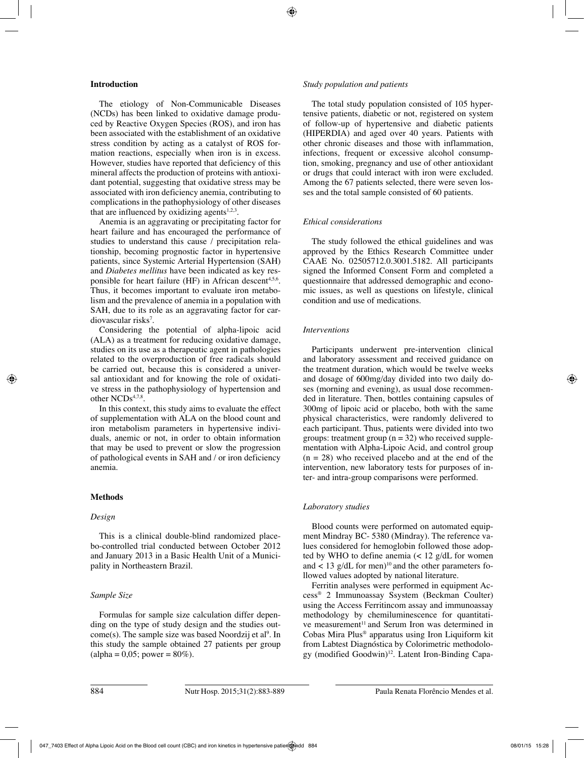## Introduction

The etiology of Non-Communicable Diseases (NCDs) has been linked to oxidative damage produced by Reactive Oxygen Species (ROS), and iron has been associated with the establishment of an oxidative stress condition by acting as a catalyst of ROS formation reactions, especially when iron is in excess. However, studies have reported that deficiency of this mineral affects the production of proteins with antioxidant potential, suggesting that oxidative stress may be associated with iron deficiency anemia, contributing to complications in the pathophysiology of other diseases that are influenced by oxidizing agents[1,2,3].

Anemia is an aggravating or precipitating factor for heart failure and has encouraged the performance of studies to understand this cause / precipitation relationship, becoming prognostic factor in hypertensive patients, since Systemic Arterial Hypertension (SAH) and *Diabetes mellitus* have been indicated as key responsible for heart failure (HF) in African descent[4,5,6]. Thus, it becomes important to evaluate iron metabolism and the prevalence of anemia in a population with SAH, due to its role as an aggravating factor for cardiovascular risks[7].

Considering the potential of alpha-lipoic acid (ALA) as a treatment for reducing oxidative damage, studies on its use as a therapeutic agent in pathologies related to the overproduction of free radicals should be carried out, because this is considered a universal antioxidant and for knowing the role of oxidative stress in the pathophysiology of hypertension and other NCDs[4,7,8].

In this context, this study aims to evaluate the effect of supplementation with ALA on the blood count and iron metabolism parameters in hypertensive individuals, anemic or not, in order to obtain information that may be used to prevent or slow the progression of pathological events in SAH and / or iron deficiency anemia.

## Methods

### *Design*

This is a clinical double-blind randomized placebo-controlled trial conducted between October 2012 and January 2013 in a Basic Health Unit of a Municipality in Northeastern Brazil.

### *Sample Size*

Formulas for sample size calculation differ depending on the type of study design and the studies outcome(s). The sample size was based Noordzij et al[9]. In this study the sample obtained 27 patients per group (alpha = 0,05; power = 80%).

### *Study population and patients*

The total study population consisted of 105 hypertensive patients, diabetic or not, registered on system of follow-up of hypertensive and diabetic patients (HIPERDIA) and aged over 40 years. Patients with other chronic diseases and those with inflammation, infections, frequent or excessive alcohol consumption, smoking, pregnancy and use of other antioxidant or drugs that could interact with iron were excluded. Among the 67 patients selected, there were seven losses and the total sample consisted of 60 patients.

### *Ethical considerations*

The study followed the ethical guidelines and was approved by the Ethics Research Committee under CAAE No. 02505712.0.3001.5182. All participants signed the Informed Consent Form and completed a questionnaire that addressed demographic and economic issues, as well as questions on lifestyle, clinical condition and use of medications.

### *Interventions*

Participants underwent pre-intervention clinical and laboratory assessment and received guidance on the treatment duration, which would be twelve weeks and dosage of 600mg/day divided into two daily doses (morning and evening), as usual dose recommended in literature. Then, bottles containing capsules of 300mg of lipoic acid or placebo, both with the same physical characteristics, were randomly delivered to each participant. Thus, patients were divided into two groups: treatment group (n = 32) who received supplementation with Alpha-Lipoic Acid, and control group (n = 28) who received placebo and at the end of the intervention, new laboratory tests for purposes of inter- and intra-group comparisons were performed.

### *Laboratory studies*

Blood counts were performed on automated equipment Mindray BC- 5380 (Mindray). The reference values considered for hemoglobin followed those adopted by WHO to define anemia (< 12 g/dL for women and < 13 g/dL for men)[10] and the other parameters followed values adopted by national literature.

Ferritin analyses were performed in equipment Access® 2 Immunoassay Ssystem (Beckman Coulter) using the Access Ferritincom assay and immunoassay methodology by chemiluminescence for quantitative measurement[11] and Serum Iron was determined in Cobas Mira Plus® apparatus using Iron Liquiform kit from Labtest Diagnóstica by Colorimetric methodology (modified Goodwin)[12]. Latent Iron-Binding Capa-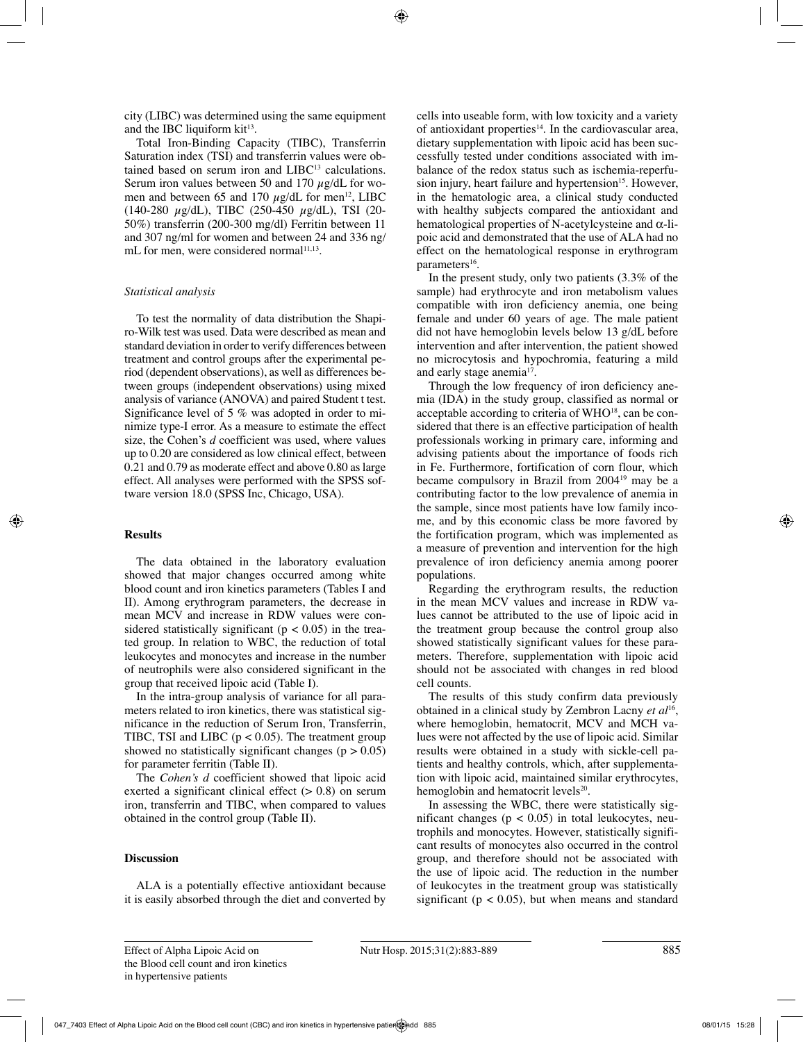city (LIBC) was determined using the same equipment and the IBC liquiform kit[13].

Total Iron-Binding Capacity (TIBC), Transferrin Saturation index (TSI) and transferrin values were obtained based on serum iron and LIBC[13] calculations. Serum iron values between 50 and 170 $\mu$g/dL for women and between 65 and 170 $\mu$g/dL for men[12], LIBC (140-280 $\mu$g/dL), TIBC (250-450 $\mu$g/dL), TSI (20-50%) transferrin (200-300 mg/dl) Ferritin between 11 and 307 ng/ml for women and between 24 and 336 ng/mL for men, were considered normal[11,13].

### *Statistical analysis*

To test the normality of data distribution the Shapiro-Wilk test was used. Data were described as mean and standard deviation in order to verify differences between treatment and control groups after the experimental period (dependent observations), as well as differences between groups (independent observations) using mixed analysis of variance (ANOVA) and paired Student t test. Significance level of 5 % was adopted in order to minimize type-I error. As a measure to estimate the effect size, the Cohen's *d* coefficient was used, where values up to 0.20 are considered as low clinical effect, between 0.21 and 0.79 as moderate effect and above 0.80 as large effect. All analyses were performed with the SPSS software version 18.0 (SPSS Inc, Chicago, USA).

## **Results**

The data obtained in the laboratory evaluation showed that major changes occurred among white blood count and iron kinetics parameters (Tables I and II). Among erythrogram parameters, the decrease in mean MCV and increase in RDW values were considered statistically significant ($p < 0.05$) in the treated group. In relation to WBC, the reduction of total leukocytes and monocytes and increase in the number of neutrophils were also considered significant in the group that received lipoic acid (Table I).

In the intra-group analysis of variance for all parameters related to iron kinetics, there was statistical significance in the reduction of Serum Iron, Transferrin, TIBC, TSI and LIBC ($p < 0.05$). The treatment group showed no statistically significant changes ($p > 0.05$) for parameter ferritin (Table II).

The *Cohen's d* coefficient showed that lipoic acid exerted a significant clinical effect ($> 0.8$) on serum iron, transferrin and TIBC, when compared to values obtained in the control group (Table II).

## **Discussion**

ALA is a potentially effective antioxidant because it is easily absorbed through the diet and converted by cells into useable form, with low toxicity and a variety of antioxidant properties[14]. In the cardiovascular area, dietary supplementation with lipoic acid has been successfully tested under conditions associated with imbalance of the redox status such as ischemia-reperfusion injury, heart failure and hypertension[15]. However, in the hematologic area, a clinical study conducted with healthy subjects compared the antioxidant and hematological properties of N-acetylcysteine and $\alpha$-lipoic acid and demonstrated that the use of ALA had no effect on the hematological response in erythrogram parameters[16].

In the present study, only two patients (3.3% of the sample) had erythrocyte and iron metabolism values compatible with iron deficiency anemia, one being female and under 60 years of age. The male patient did not have hemoglobin levels below 13 g/dL before intervention and after intervention, the patient showed no microcytosis and hypochromia, featuring a mild and early stage anemia[17].

Through the low frequency of iron deficiency anemia (IDA) in the study group, classified as normal or acceptable according to criteria of WHO[18], can be considered that there is an effective participation of health professionals working in primary care, informing and advising patients about the importance of foods rich in Fe. Furthermore, fortification of corn flour, which became compulsory in Brazil from 2004[19] may be a contributing factor to the low prevalence of anemia in the sample, since most patients have low family income, and by this economic class be more favored by the fortification program, which was implemented as a measure of prevention and intervention for the high prevalence of iron deficiency anemia among poorer populations.

Regarding the erythrogram results, the reduction in the mean MCV values and increase in RDW values cannot be attributed to the use of lipoic acid in the treatment group because the control group also showed statistically significant values for these parameters. Therefore, supplementation with lipoic acid should not be associated with changes in red blood cell counts.

The results of this study confirm data previously obtained in a clinical study by Zembron Lacny *et al*[16], where hemoglobin, hematocrit, MCV and MCH values were not affected by the use of lipoic acid. Similar results were obtained in a study with sickle-cell patients and healthy controls, which, after supplementation with lipoic acid, maintained similar erythrocytes, hemoglobin and hematocrit levels[20].

In assessing the WBC, there were statistically significant changes ($p < 0.05$) in total leukocytes, neutrophils and monocytes. However, statistically significant results of monocytes also occurred in the control group, and therefore should not be associated with the use of lipoic acid. The reduction in the number of leukocytes in the treatment group was statistically significant ($p < 0.05$), but when means and standard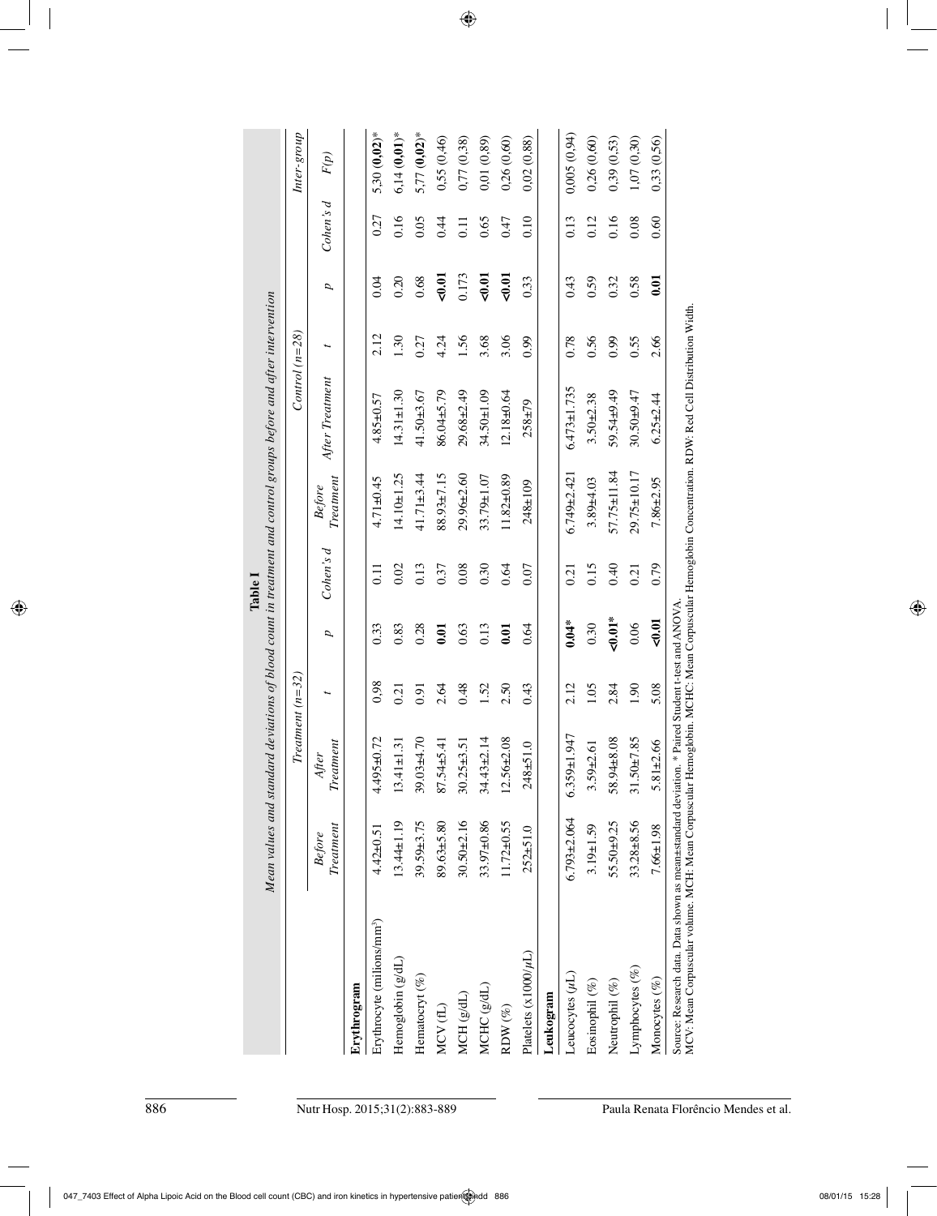**Table I**

*Mean values and standard deviations of blood count in treatment and control groups before and after intervention*

| | Treatment (n=32) | | | | | Control (n=28) | | | | | Inter-group |
|---|---|---|---|---|---|---|---|---|---|---|---|
| | Before Treatment | After Treatment | t | p | Cohen's d | Before Treatment | After Treatment | t | p | Cohen's d | F(p) |
| **Erythrogram** | | | | | | | | | | | |
| Erythrocyte (milions/mm³) | 4.42±0.51 | 4.495±0.72 | 0.98 | 0.33 | 0.11 | 4.71±0.45 | 4.85±0.57 | 2.12 | 0.04 | 0.27 | 5,30 (**0,02**)* |
| Hemoglobin (g/dL) | 13.44±1.19 | 13.41±1.31 | 0.21 | 0.83 | 0.02 | 14.10±1.25 | 14.31±1.30 | 1.30 | 0.20 | 0.16 | 6,14 (**0,01**)* |
| Hematocryt (%) | 39.59±3.75 | 39.03±4.70 | 0.91 | 0.28 | 0.13 | 41.71±3.44 | 41.50±3.67 | 0.27 | 0.68 | 0.05 | 5,77 (**0,02**)* |
| MCV (fL) | 89.63±5.80 | 87.54±5.41 | 2.64 | **0.01** | 0.37 | 88.93±7.15 | 86.04±5.79 | 4.24 | **<0.01** | 0.44 | 0,55 (0,46) |
| MCH (g/dL) | 30.50±2.16 | 30.25±3.51 | 0.48 | 0.63 | 0.08 | 29.96±2.60 | 29.68±2.49 | 1.56 | 0.173 | 0.11 | 0,77 (0,38) |
| MCHC (g/dL) | 33.97±0.86 | 34.43±2.14 | 1.52 | 0.13 | 0.30 | 33.79±1.07 | 34.50±1.09 | 3.68 | **<0.01** | 0.65 | 0.01 (0,89) |
| RDW (%) | 11.72±0.55 | 12.56±2.08 | 2.50 | **0.01** | 0.64 | 11.82±0.89 | 12.18±0.64 | 3.06 | **<0.01** | 0.47 | 0,26 (0,60) |
| Platelets (x1000/µL) | 252±51.0 | 248±51.0 | 0.43 | 0.64 | 0.07 | 248±109 | 258±79 | 0.99 | 0.33 | 0.10 | 0,02 (0,88) |
| **Leukogram** | | | | | | | | | | | |
| Leucocytes (µL) | 6.793±2.064 | 6.359±1.947 | 2.12 | **0.04*** | 0.21 | 6.749±2.421 | 6.473±1.735 | 0.78 | 0.43 | 0.13 | 0,005 (0,94) |
| Eosinophil (%) | 3.19±1.59 | 3.59±2.61 | 1.05 | 0.30 | 0.15 | 3.89±4.03 | 3.50±2.38 | 0.56 | 0.59 | 0.12 | 0,26 (0,60) |
| Neutrophil (%) | 55.50±9.25 | 58.94±8.08 | 2.84 | **<0.01*** | 0.40 | 57.75±11.84 | 59.54±9.49 | 0.99 | 0.32 | 0.16 | 0,39 (0,53) |
| Lymphocytes (%) | 33.28±8.56 | 31.50±7.85 | 1.90 | 0.06 | 0.21 | 29.75±10.17 | 30.50±9.47 | 0.55 | 0.58 | 0.08 | 1,07 (0,30) |
| Monocytes (%) | 7.66±1.98 | 5.81±2.66 | 5.08 | **<0.01** | 0.79 | 7.86±2.95 | 6.25±2.44 | 2.66 | **0.01** | 0.60 | 0,33 (0,56) |

Source: Research data. Data shown as mean±standard deviation. * Paired Student t-test and ANOVA.
MCV: Mean Corpuscular volume. MCH: Mean Corpuscular Hemoglobin. MCHC: Mean Corpuscular Hemoglobin Concentration. RDW: Red Cell Distribution Width.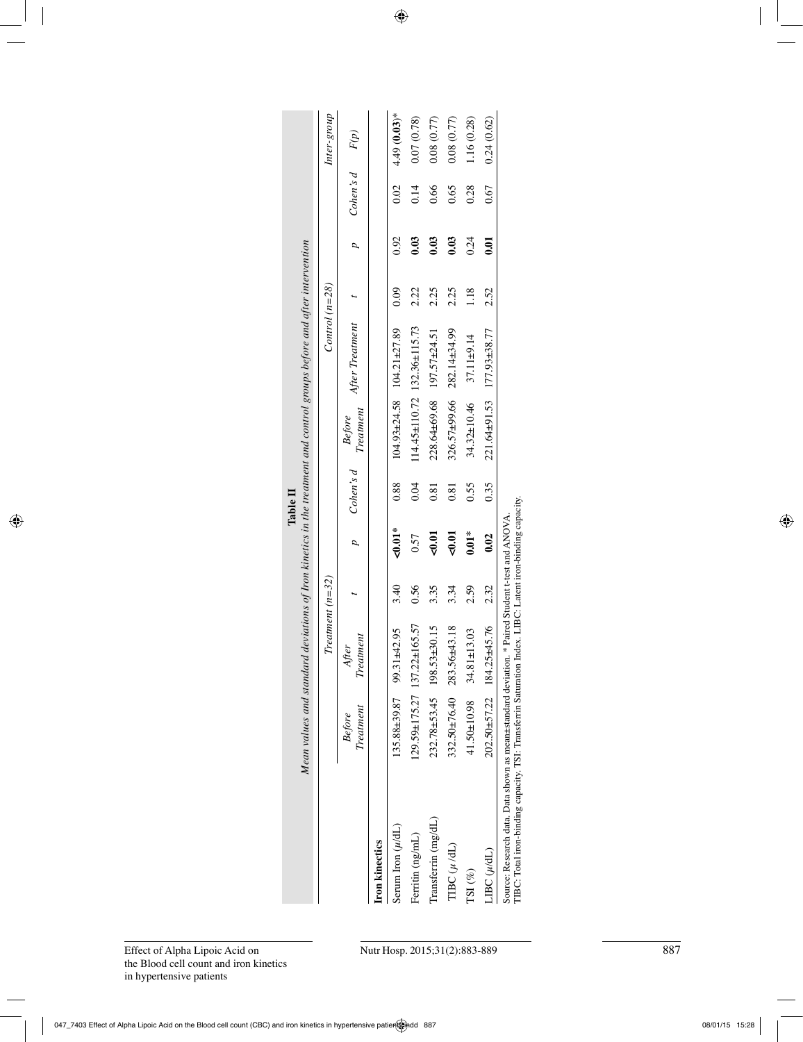**Table II**

*Mean values and standard deviations of Iron kinetics in the treatment and control groups before and after intervention*

| | Treatment (n=32) | | | | | Control (n=28) | | | | | Inter-group |
|---|---|---|---|---|---|---|---|---|---|---|---|
| | Before Treatment | After Treatment | t | p | Cohen's d | Before Treatment | After Treatment | t | p | Cohen's d | F(p) |
| **Iron kinetics** | | | | | | | | | | | |
| Serum Iron (μ/dL) | 135.88±39.87 | 99.31±42.95 | 3.40 | **<0.01*** | 0.88 | 104.93±24.58 | 104.21±27.89 | 0.09 | 0.92 | 0.02 | 4.49 **(0.03)*** |
| Ferritin (ng/mL) | 129.59±175.27 | 137.22±165.57 | 0.56 | 0.57 | 0.04 | 114.45±110.72 | 132.36±115.73 | 2.22 | **0.03** | 0.14 | 0.07 (0.78) |
| Transferrin (mg/dL) | 232.78±53.45 | 198.53±30.15 | 3.35 | **<0.01** | 0.81 | 228.64±69.68 | 197.57±24.51 | 2.25 | **0.03** | 0.66 | 0.08 (0.77) |
| TIBC (μ/dL) | 332.50±76.40 | 283.56±43.18 | 3.34 | **<0.01** | 0.81 | 326.57±99.66 | 282.14±34.99 | 2.25 | **0.03** | 0.65 | 0.08 (0.77) |
| TSI (%) | 41.50±10.98 | 34.81±13.03 | 2.59 | **0.01*** | 0.55 | 34.32±10.46 | 37.11±9.14 | 1.18 | 0.24 | 0.28 | 1.16 (0.28) |
| LIBC (μ/dL) | 202.50±57.22 | 184.25±45.76 | 2.32 | **0.02** | 0.35 | 221.64±91.53 | 177.93±38.77 | 2.52 | **0.01** | 0.67 | 0.24 (0.62) |

Source: Research data. Data shown as mean±standard deviation. * Paired Student t-test and ANOVA.
TIBC: Total iron-binding capacity. TSI: Transferrin Saturation Index. LIBC: Latent iron-binding capacity.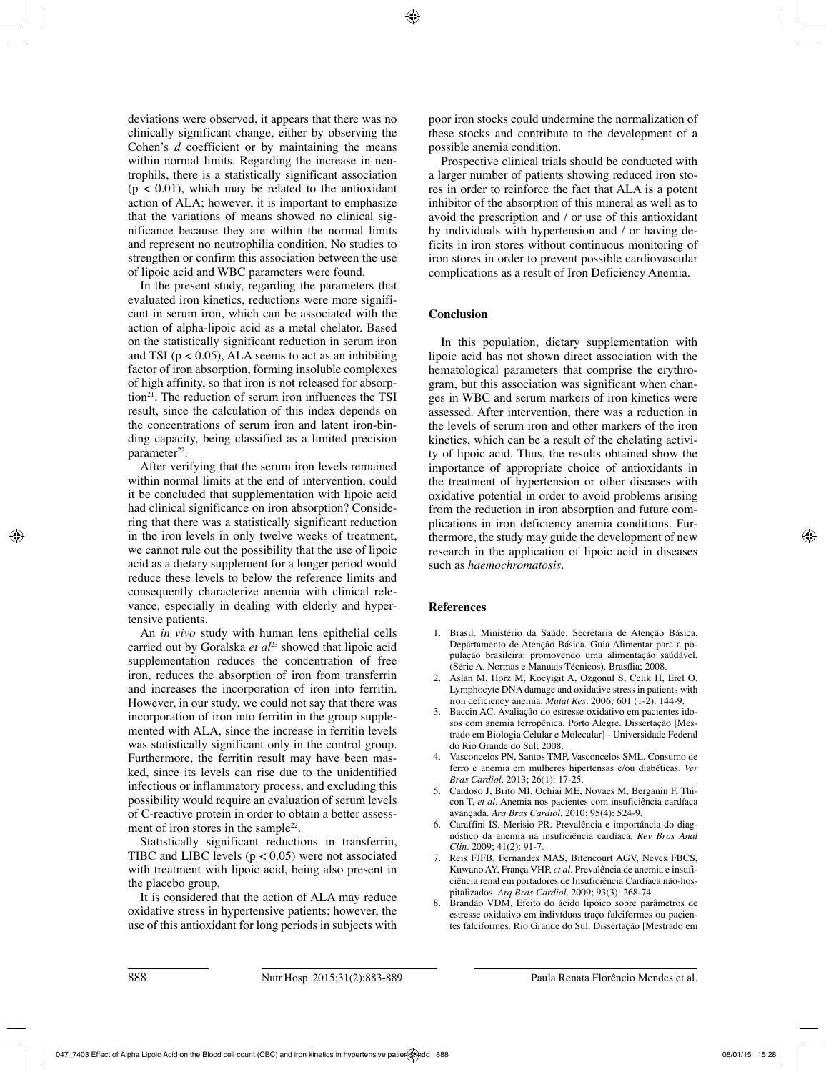deviations were observed, it appears that there was no clinically significant change, either by observing the Cohen's *d* coefficient or by maintaining the means within normal limits. Regarding the increase in neutrophils, there is a statistically significant association ($p < 0.01$), which may be related to the antioxidant action of ALA; however, it is important to emphasize that the variations of means showed no clinical significance because they are within the normal limits and represent no neutrophilia condition. No studies to strengthen or confirm this association between the use of lipoic acid and WBC parameters were found.

In the present study, regarding the parameters that evaluated iron kinetics, reductions were more significant in serum iron, which can be associated with the action of alpha-lipoic acid as a metal chelator. Based on the statistically significant reduction in serum iron and TSI ($p < 0.05$), ALA seems to act as an inhibiting factor of iron absorption, forming insoluble complexes of high affinity, so that iron is not released for absorption[21]. The reduction of serum iron influences the TSI result, since the calculation of this index depends on the concentrations of serum iron and latent iron-binding capacity, being classified as a limited precision parameter[22].

After verifying that the serum iron levels remained within normal limits at the end of intervention, could it be concluded that supplementation with lipoic acid had clinical significance on iron absorption? Considering that there was a statistically significant reduction in the iron levels in only twelve weeks of treatment, we cannot rule out the possibility that the use of lipoic acid as a dietary supplement for a longer period would reduce these levels to below the reference limits and consequently characterize anemia with clinical relevance, especially in dealing with elderly and hypertensive patients.

An *in vivo* study with human lens epithelial cells carried out by Goralska *et al*[23] showed that lipoic acid supplementation reduces the concentration of free iron, reduces the absorption of iron from transferrin and increases the incorporation of iron into ferritin. However, in our study, we could not say that there was incorporation of iron into ferritin in the group supplemented with ALA, since the increase in ferritin levels was statistically significant only in the control group. Furthermore, the ferritin result may have been masked, since its levels can rise due to the unidentified infectious or inflammatory process, and excluding this possibility would require an evaluation of serum levels of C-reactive protein in order to obtain a better assessment of iron stores in the sample[22].

Statistically significant reductions in transferrin, TIBC and LIBC levels ($p < 0.05$) were not associated with treatment with lipoic acid, being also present in the placebo group.

It is considered that the action of ALA may reduce oxidative stress in hypertensive patients; however, the use of this antioxidant for long periods in subjects with poor iron stocks could undermine the normalization of these stocks and contribute to the development of a possible anemia condition.

Prospective clinical trials should be conducted with a larger number of patients showing reduced iron stores in order to reinforce the fact that ALA is a potent inhibitor of the absorption of this mineral as well as to avoid the prescription and / or use of this antioxidant by individuals with hypertension and / or having deficits in iron stores without continuous monitoring of iron stores in order to prevent possible cardiovascular complications as a result of Iron Deficiency Anemia.

## Conclusion

In this population, dietary supplementation with lipoic acid has not shown direct association with the hematological parameters that comprise the erythrogram, but this association was significant when changes in WBC and serum markers of iron kinetics were assessed. After intervention, there was a reduction in the levels of serum iron and other markers of the iron kinetics, which can be a result of the chelating activity of lipoic acid. Thus, the results obtained show the importance of appropriate choice of antioxidants in the treatment of hypertension or other diseases with oxidative potential in order to avoid problems arising from the reduction in iron absorption and future complications in iron deficiency anemia conditions. Furthermore, the study may guide the development of new research in the application of lipoic acid in diseases such as *haemochromatosis*.

## References

1. Brasil. Ministério da Saúde. Secretaria de Atenção Básica. Departamento de Atenção Básica. Guia Alimentar para a população brasileira: promovendo uma alimentação saúdável. (Série A. Normas e Manuais Técnicos). Brasília; 2008.
2. Aslan M, Horz M, Kocyigit A, Ozgonul S, Celik H, Erel O. Lymphocyte DNA damage and oxidative stress in patients with iron deficiency anemia. *Mutat Res*. 2006*;* 601 (1-2): 144-9.
3. Baccin AC. Avaliação do estresse oxidativo em pacientes idosos com anemia ferropênica. Porto Alegre. Dissertação [Mestrado em Biologia Celular e Molecular] - Universidade Federal do Rio Grande do Sul; 2008.
4. Vasconcelos PN, Santos TMP, Vasconcelos SML. Consumo de ferro e anemia em mulheres hipertensas e/ou diabéticas. *Ver Bras Cardiol*. 2013; 26(1): 17-25.
5. Cardoso J, Brito MI, Ochiai ME, Novaes M, Berganin F, Thicon T, *et al*. Anemia nos pacientes com insuficiência cardíaca avançada. *Arq Bras Cardiol*. 2010; 95(4): 524-9.
6. Caraffini IS, Merisio PR. Prevalência e importância do diagnóstico da anemia na insuficiência cardíaca. *Rev Bras Anal Clin*. 2009; 41(2): 91-7.
7. Reis FJFB, Fernandes MAS, Bitencourt AGV, Neves FBCS, Kuwano AY, França VHP, *et al*. Prevalência de anemia e insuficiência renal em portadores de Insuficiência Cardíaca não-hospitalizados. *Arq Bras Cardiol*. 2009; 93(3): 268-74.
8. Brandão VDM. Efeito do ácido lipóico sobre parâmetros de estresse oxidativo em indivíduos traço falciformes ou pacientes falciformes. Rio Grande do Sul. Dissertação [Mestrado em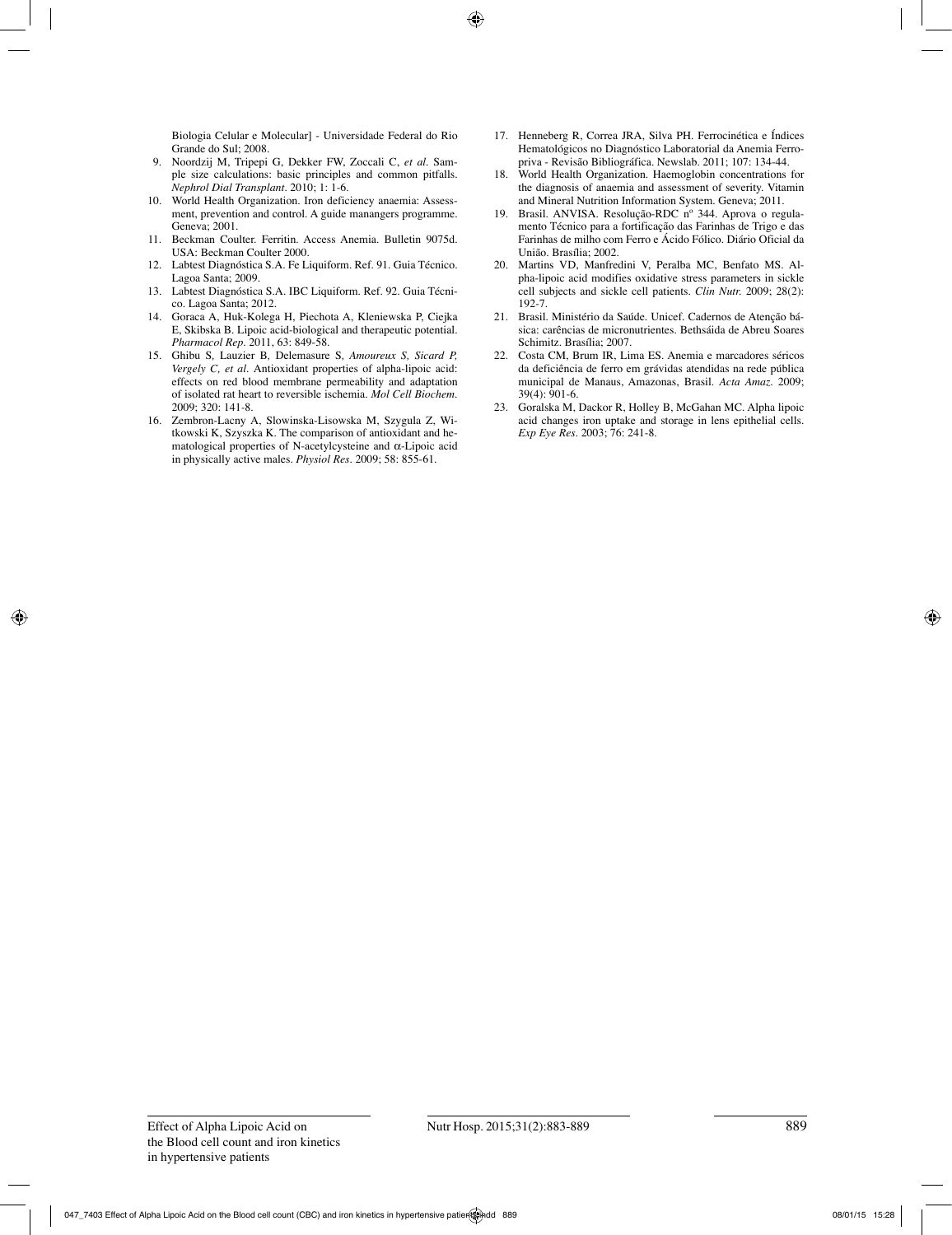Biologia Celular e Molecular] - Universidade Federal do Rio Grande do Sul; 2008.

9. Noordzij M, Tripepi G, Dekker FW, Zoccali C, *et al*. Sample size calculations: basic principles and common pitfalls. *Nephrol Dial Transplant*. 2010; 1: 1-6.
10. World Health Organization. Iron deficiency anaemia: Assessment, prevention and control. A guide manangers programme. Geneva; 2001.
11. Beckman Coulter. Ferritin. Access Anemia. Bulletin 9075d. USA: Beckman Coulter 2000.
12. Labtest Diagnóstica S.A. Fe Liquiform. Ref. 91. Guia Técnico. Lagoa Santa; 2009.
13. Labtest Diagnóstica S.A. IBC Liquiform. Ref. 92. Guia Técnico. Lagoa Santa; 2012.
14. Goraca A, Huk-Kolega H, Piechota A, Kleniewska P, Ciejka E, Skibska B. Lipoic acid-biological and therapeutic potential. *Pharmacol Rep*. 2011, 63: 849-58.
15. Ghibu S, Lauzier B, Delemasure S, *Amoureux S, Sicard P, Vergely C, et al*. Antioxidant properties of alpha-lipoic acid: effects on red blood membrane permeability and adaptation of isolated rat heart to reversible ischemia. *Mol Cell Biochem*. 2009; 320: 141-8.
16. Zembron-Lacny A, Slowinska-Lisowska M, Szygula Z, Witkowski K, Szyszka K. The comparison of antioxidant and hematological properties of N-acetylcysteine and $\alpha$-Lipoic acid in physically active males. *Physiol Res*. 2009; 58: 855-61.
17. Henneberg R, Correa JRA, Silva PH. Ferrocinética e Índices Hematológicos no Diagnóstico Laboratorial da Anemia Ferropriva - Revisão Bibliográfica. Newslab. 2011; 107: 134-44.
18. World Health Organization. Haemoglobin concentrations for the diagnosis of anaemia and assessment of severity. Vitamin and Mineral Nutrition Information System. Geneva; 2011.
19. Brasil. ANVISA. Resolução-RDC nº 344. Aprova o regulamento Técnico para a fortificação das Farinhas de Trigo e das Farinhas de milho com Ferro e Ácido Fólico. Diário Oficial da União. Brasília; 2002.
20. Martins VD, Manfredini V, Peralba MC, Benfato MS. Alpha-lipoic acid modifies oxidative stress parameters in sickle cell subjects and sickle cell patients. *Clin Nutr*. 2009; 28(2): 192-7.
21. Brasil. Ministério da Saúde. Unicef. Cadernos de Atenção básica: carências de micronutrientes. Bethsáida de Abreu Soares Schimitz. Brasília; 2007.
22. Costa CM, Brum IR, Lima ES. Anemia e marcadores séricos da deficiência de ferro em grávidas atendidas na rede pública municipal de Manaus, Amazonas, Brasil. *Acta Amaz*. 2009; 39(4): 901-6.
23. Goralska M, Dackor R, Holley B, McGahan MC. Alpha lipoic acid changes iron uptake and storage in lens epithelial cells. *Exp Eye Res*. 2003; 76: 241-8.